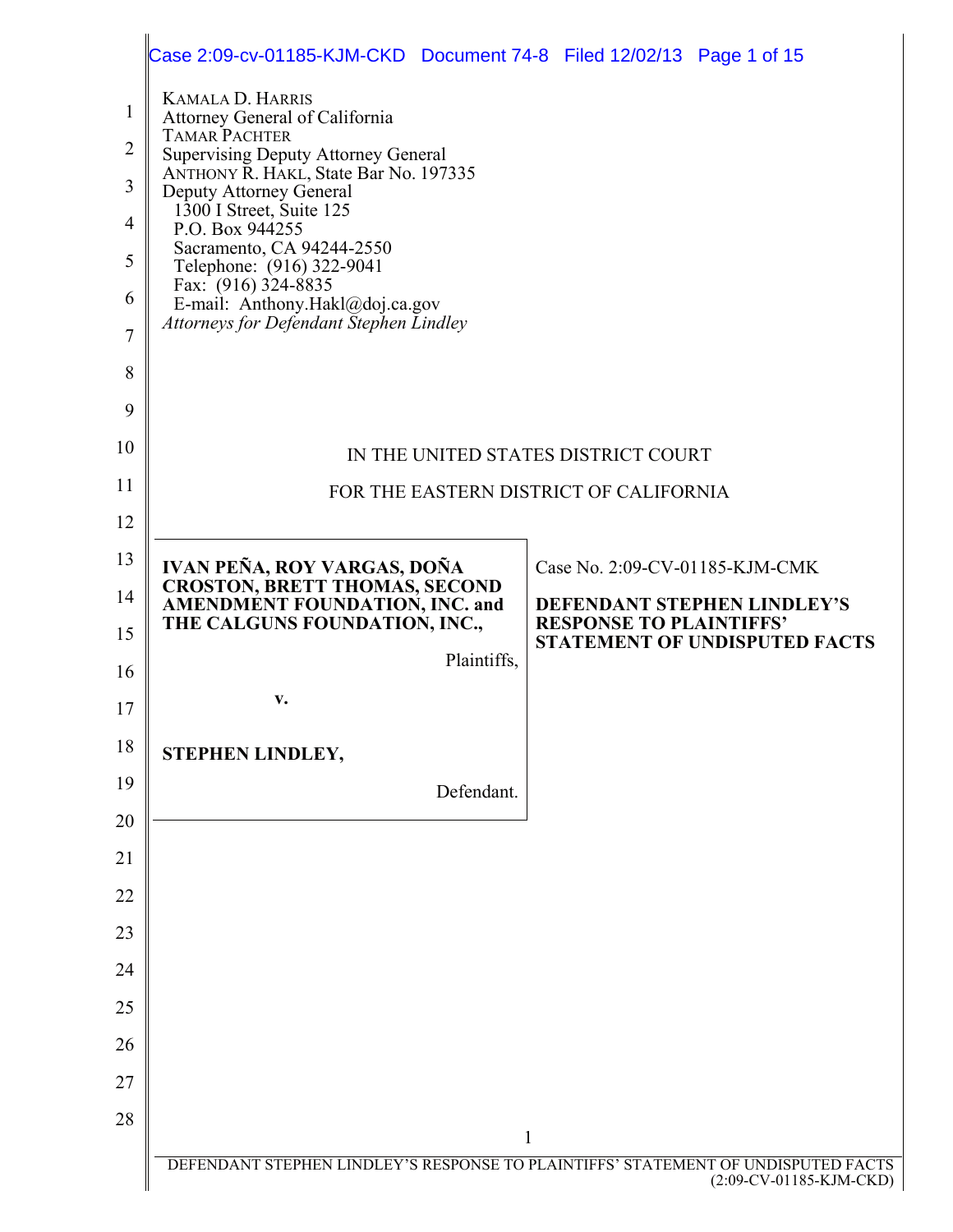KAMALA D. HARRIS
Attorney General of California
TAMAR PACHTER
Supervising Deputy Attorney General
ANTHONY R. HAKL, State Bar No. 197335
Deputy Attorney General
1300 I Street, Suite 125
P.O. Box 944255
Sacramento, CA 94244-2550
Telephone: (916) 322-9041
Fax: (916) 324-8835
E-mail: Anthony.Hakl@doj.ca.gov
*Attorneys for Defendant Stephen Lindley*

IN THE UNITED STATES DISTRICT COURT

FOR THE EASTERN DISTRICT OF CALIFORNIA

**IVAN PEÑA, ROY VARGAS, DOÑA CROSTON, BRETT THOMAS, SECOND AMENDMENT FOUNDATION, INC. and THE CALGUNS FOUNDATION, INC.,**

Plaintiffs,

v.

**STEPHEN LINDLEY,**

Defendant.

Case No. 2:09-CV-01185-KJM-CMK

**DEFENDANT STEPHEN LINDLEY'S RESPONSE TO PLAINTIFFS' STATEMENT OF UNDISPUTED FACTS**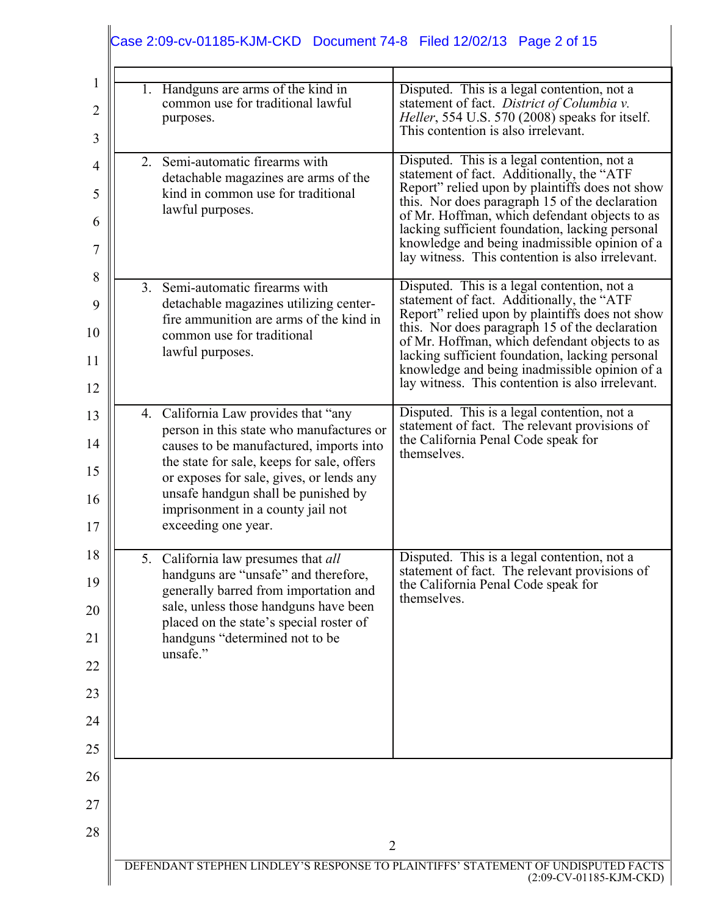| | |
|---|---|
| 1. Handguns are arms of the kind in common use for traditional lawful purposes. | Disputed. This is a legal contention, not a statement of fact. *District of Columbia v. Heller*, 554 U.S. 570 (2008) speaks for itself. This contention is also irrelevant. |
| 2. Semi-automatic firearms with detachable magazines are arms of the kind in common use for traditional lawful purposes. | Disputed. This is a legal contention, not a statement of fact. Additionally, the "ATF Report" relied upon by plaintiffs does not show this. Nor does paragraph 15 of the declaration of Mr. Hoffman, which defendant objects to as lacking sufficient foundation, lacking personal knowledge and being inadmissible opinion of a lay witness. This contention is also irrelevant. |
| 3. Semi-automatic firearms with detachable magazines utilizing center-fire ammunition are arms of the kind in common use for traditional lawful purposes. | Disputed. This is a legal contention, not a statement of fact. Additionally, the "ATF Report" relied upon by plaintiffs does not show this. Nor does paragraph 15 of the declaration of Mr. Hoffman, which defendant objects to as lacking sufficient foundation, lacking personal knowledge and being inadmissible opinion of a lay witness. This contention is also irrelevant. |
| 4. California Law provides that "any person in this state who manufactures or causes to be manufactured, imports into the state for sale, keeps for sale, offers or exposes for sale, gives, or lends any unsafe handgun shall be punished by imprisonment in a county jail not exceeding one year. | Disputed. This is a legal contention, not a statement of fact. The relevant provisions of the California Penal Code speak for themselves. |
| 5. California law presumes that *all* handguns are "unsafe" and therefore, generally barred from importation and sale, unless those handguns have been placed on the state's special roster of handguns "determined not to be unsafe." | Disputed. This is a legal contention, not a statement of fact. The relevant provisions of the California Penal Code speak for themselves. |

DEFENDANT STEPHEN LINDLEY'S RESPONSE TO PLAINTIFFS' STATEMENT OF UNDISPUTED FACTS
(2:09-CV-01185-KJM-CKD)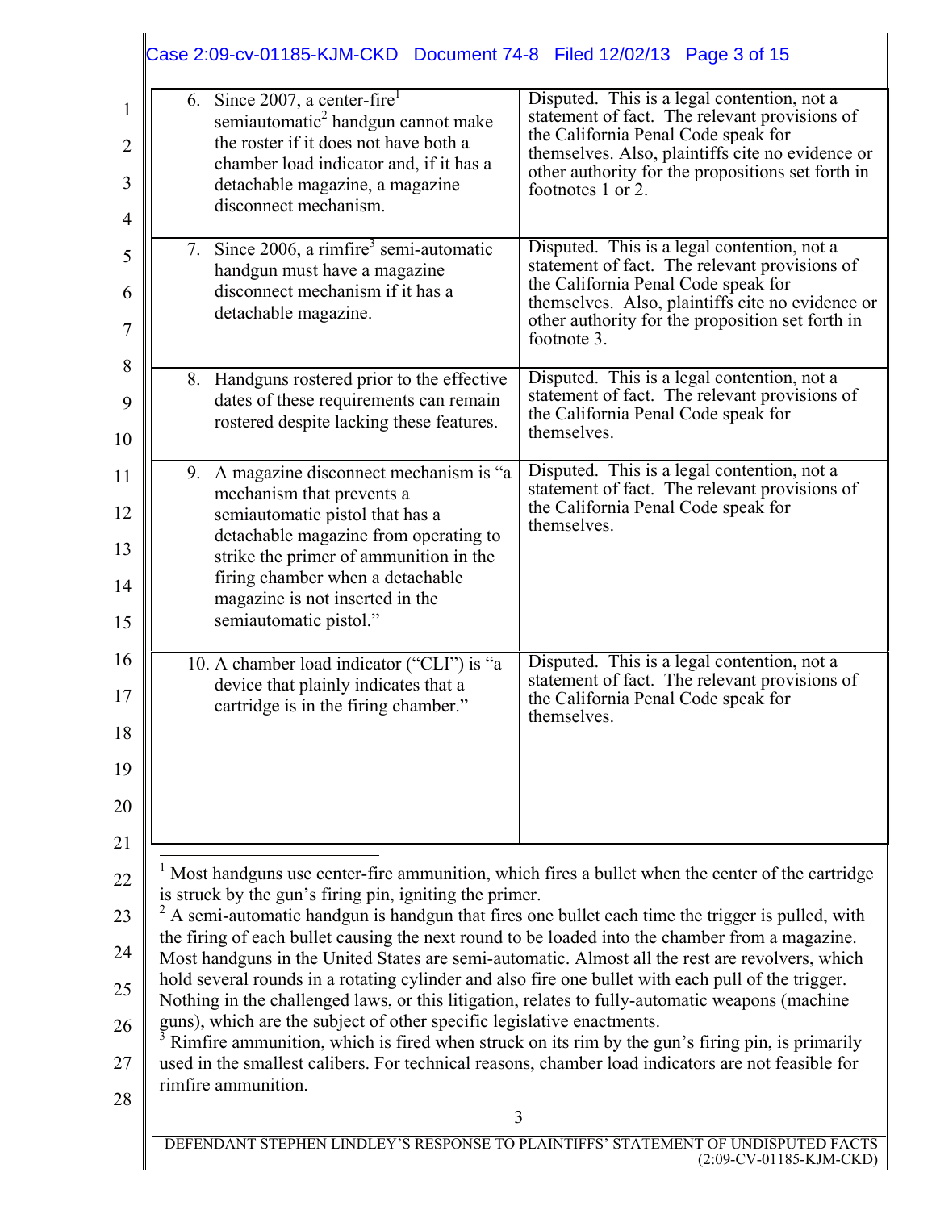| | |
|---|---|
| 6. Since 2007, a center-fire[1] semiautomatic[2] handgun cannot make the roster if it does not have both a chamber load indicator and, if it has a detachable magazine, a magazine disconnect mechanism. | Disputed. This is a legal contention, not a statement of fact. The relevant provisions of the California Penal Code speak for themselves. Also, plaintiffs cite no evidence or other authority for the propositions set forth in footnotes 1 or 2. |
| 7. Since 2006, a rimfire[3] semi-automatic handgun must have a magazine disconnect mechanism if it has a detachable magazine. | Disputed. This is a legal contention, not a statement of fact. The relevant provisions of the California Penal Code speak for themselves. Also, plaintiffs cite no evidence or other authority for the proposition set forth in footnote 3. |
| 8. Handguns rostered prior to the effective dates of these requirements can remain rostered despite lacking these features. | Disputed. This is a legal contention, not a statement of fact. The relevant provisions of the California Penal Code speak for themselves. |
| 9. A magazine disconnect mechanism is "a mechanism that prevents a semiautomatic pistol that has a detachable magazine from operating to strike the primer of ammunition in the firing chamber when a detachable magazine is not inserted in the semiautomatic pistol." | Disputed. This is a legal contention, not a statement of fact. The relevant provisions of the California Penal Code speak for themselves. |
| 10. A chamber load indicator ("CLI") is "a device that plainly indicates that a cartridge is in the firing chamber." | Disputed. This is a legal contention, not a statement of fact. The relevant provisions of the California Penal Code speak for themselves. |

[1] Most handguns use center-fire ammunition, which fires a bullet when the center of the cartridge is struck by the gun's firing pin, igniting the primer.

[2] A semi-automatic handgun is handgun that fires one bullet each time the trigger is pulled, with the firing of each bullet causing the next round to be loaded into the chamber from a magazine. Most handguns in the United States are semi-automatic. Almost all the rest are revolvers, which hold several rounds in a rotating cylinder and also fire one bullet with each pull of the trigger. Nothing in the challenged laws, or this litigation, relates to fully-automatic weapons (machine guns), which are the subject of other specific legislative enactments.

[3] Rimfire ammunition, which is fired when struck on its rim by the gun's firing pin, is primarily used in the smallest calibers. For technical reasons, chamber load indicators are not feasible for rimfire ammunition.

DEFENDANT STEPHEN LINDLEY'S RESPONSE TO PLAINTIFFS' STATEMENT OF UNDISPUTED FACTS (2:09-CV-01185-KJM-CKD)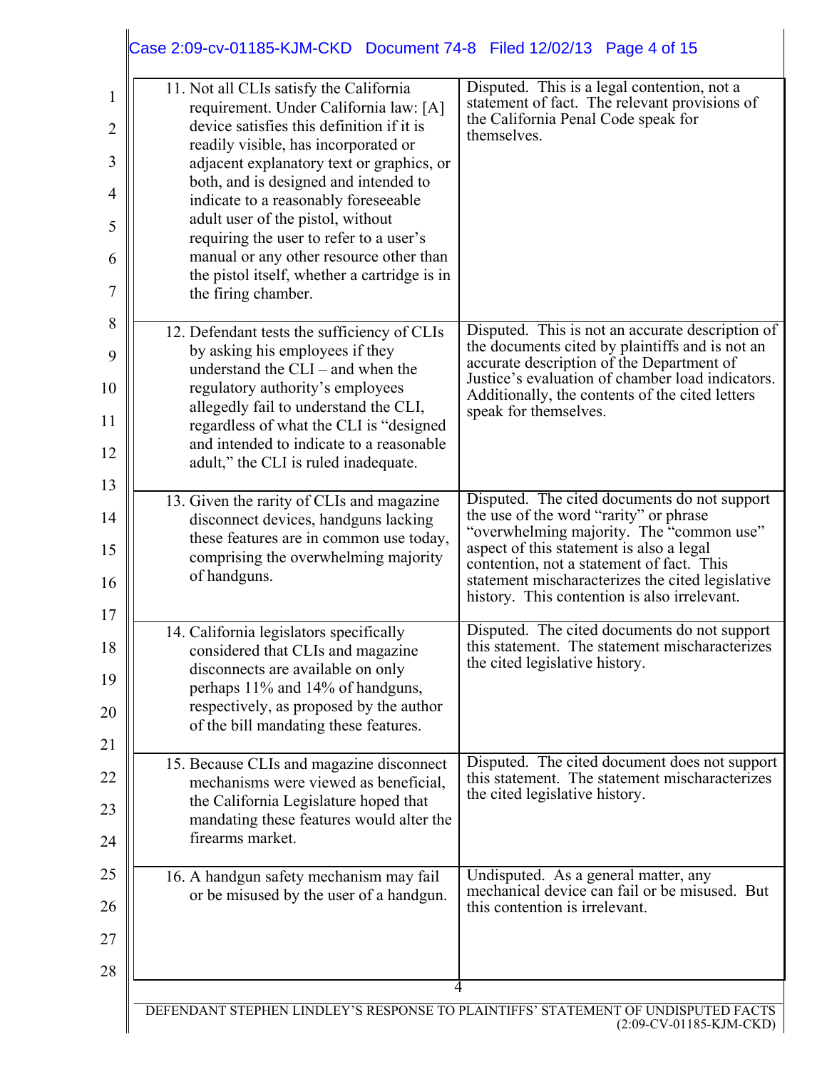| | |
|---|---|
| 11. Not all CLIs satisfy the California requirement. Under California law: [A] device satisfies this definition if it is readily visible, has incorporated or adjacent explanatory text or graphics, or both, and is designed and intended to indicate to a reasonably foreseeable adult user of the pistol, without requiring the user to refer to a user's manual or any other resource other than the pistol itself, whether a cartridge is in the firing chamber. | Disputed. This is a legal contention, not a statement of fact. The relevant provisions of the California Penal Code speak for themselves. |
| 12. Defendant tests the sufficiency of CLIs by asking his employees if they understand the CLI – and when the regulatory authority's employees allegedly fail to understand the CLI, regardless of what the CLI is "designed and intended to indicate to a reasonable adult," the CLI is ruled inadequate. | Disputed. This is not an accurate description of the documents cited by plaintiffs and is not an accurate description of the Department of Justice's evaluation of chamber load indicators. Additionally, the contents of the cited letters speak for themselves. |
| 13. Given the rarity of CLIs and magazine disconnect devices, handguns lacking these features are in common use today, comprising the overwhelming majority of handguns. | Disputed. The cited documents do not support the use of the word "rarity" or phrase "overwhelming majority. The "common use" aspect of this statement is also a legal contention, not a statement of fact. This statement mischaracterizes the cited legislative history. This contention is also irrelevant. |
| 14. California legislators specifically considered that CLIs and magazine disconnects are available on only perhaps 11% and 14% of handguns, respectively, as proposed by the author of the bill mandating these features. | Disputed. The cited documents do not support this statement. The statement mischaracterizes the cited legislative history. |
| 15. Because CLIs and magazine disconnect mechanisms were viewed as beneficial, the California Legislature hoped that mandating these features would alter the firearms market. | Disputed. The cited document does not support this statement. The statement mischaracterizes the cited legislative history. |
| 16. A handgun safety mechanism may fail or be misused by the user of a handgun. | Undisputed. As a general matter, any mechanical device can fail or be misused. But this contention is irrelevant. |

DEFENDANT STEPHEN LINDLEY'S RESPONSE TO PLAINTIFFS' STATEMENT OF UNDISPUTED FACTS (2:09-CV-01185-KJM-CKD)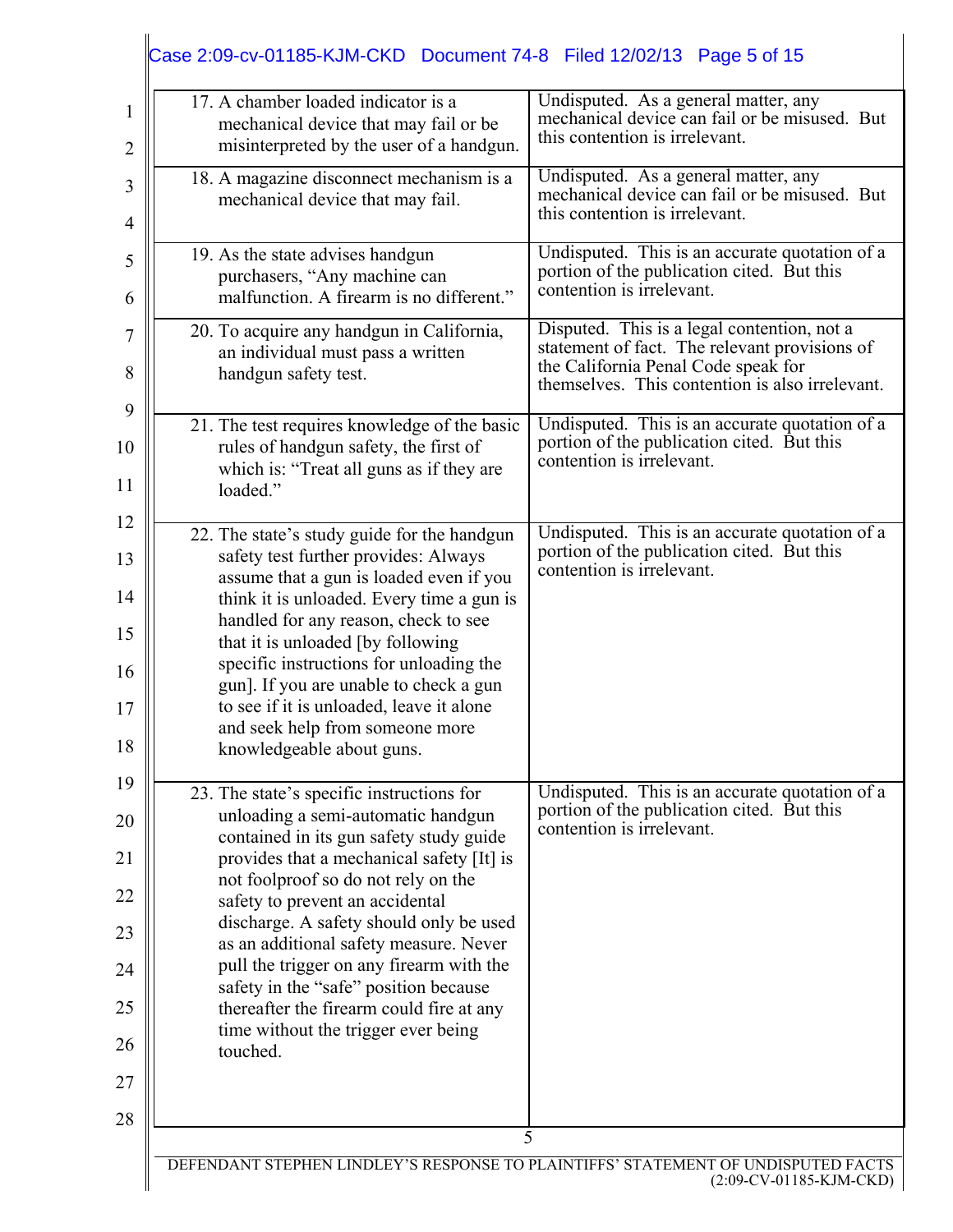| | |
|---|---|
| 17. A chamber loaded indicator is a mechanical device that may fail or be misinterpreted by the user of a handgun. | Undisputed. As a general matter, any mechanical device can fail or be misused. But this contention is irrelevant. |
| 18. A magazine disconnect mechanism is a mechanical device that may fail. | Undisputed. As a general matter, any mechanical device can fail or be misused. But this contention is irrelevant. |
| 19. As the state advises handgun purchasers, "Any machine can malfunction. A firearm is no different." | Undisputed. This is an accurate quotation of a portion of the publication cited. But this contention is irrelevant. |
| 20. To acquire any handgun in California, an individual must pass a written handgun safety test. | Disputed. This is a legal contention, not a statement of fact. The relevant provisions of the California Penal Code speak for themselves. This contention is also irrelevant. |
| 21. The test requires knowledge of the basic rules of handgun safety, the first of which is: "Treat all guns as if they are loaded." | Undisputed. This is an accurate quotation of a portion of the publication cited. But this contention is irrelevant. |
| 22. The state's study guide for the handgun safety test further provides: Always assume that a gun is loaded even if you think it is unloaded. Every time a gun is handled for any reason, check to see that it is unloaded [by following specific instructions for unloading the gun]. If you are unable to check a gun to see if it is unloaded, leave it alone and seek help from someone more knowledgeable about guns. | Undisputed. This is an accurate quotation of a portion of the publication cited. But this contention is irrelevant. |
| 23. The state's specific instructions for unloading a semi-automatic handgun contained in its gun safety study guide provides that a mechanical safety [It] is not foolproof so do not rely on the safety to prevent an accidental discharge. A safety should only be used as an additional safety measure. Never pull the trigger on any firearm with the safety in the "safe" position because thereafter the firearm could fire at any time without the trigger ever being touched. | Undisputed. This is an accurate quotation of a portion of the publication cited. But this contention is irrelevant. |

DEFENDANT STEPHEN LINDLEY'S RESPONSE TO PLAINTIFFS' STATEMENT OF UNDISPUTED FACTS (2:09-CV-01185-KJM-CKD)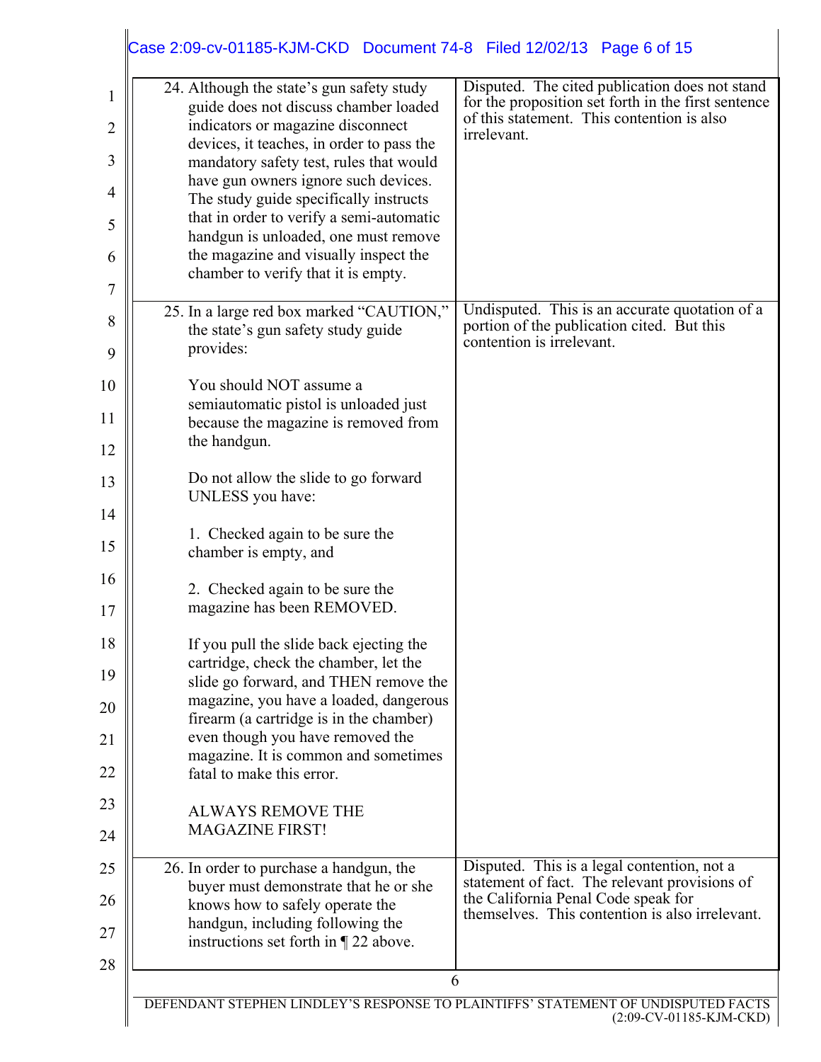| | |
|---|---|
| 24. Although the state's gun safety study guide does not discuss chamber loaded indicators or magazine disconnect devices, it teaches, in order to pass the mandatory safety test, rules that would have gun owners ignore such devices. The study guide specifically instructs that in order to verify a semi-automatic handgun is unloaded, one must remove the magazine and visually inspect the chamber to verify that it is empty. | Disputed. The cited publication does not stand for the proposition set forth in the first sentence of this statement. This contention is also irrelevant. |
| 25. In a large red box marked "CAUTION," the state's gun safety study guide provides:<br><br>You should NOT assume a semiautomatic pistol is unloaded just because the magazine is removed from the handgun.<br><br>Do not allow the slide to go forward UNLESS you have:<br><br>1. Checked again to be sure the chamber is empty, and<br><br>2. Checked again to be sure the magazine has been REMOVED.<br><br>If you pull the slide back ejecting the cartridge, check the chamber, let the slide go forward, and THEN remove the magazine, you have a loaded, dangerous firearm (a cartridge is in the chamber) even though you have removed the magazine. It is common and sometimes fatal to make this error.<br><br>ALWAYS REMOVE THE MAGAZINE FIRST! | Undisputed. This is an accurate quotation of a portion of the publication cited. But this contention is irrelevant. |
| 26. In order to purchase a handgun, the buyer must demonstrate that he or she knows how to safely operate the handgun, including following the instructions set forth in ¶ 22 above. | Disputed. This is a legal contention, not a statement of fact. The relevant provisions of the California Penal Code speak for themselves. This contention is also irrelevant. |

DEFENDANT STEPHEN LINDLEY'S RESPONSE TO PLAINTIFFS' STATEMENT OF UNDISPUTED FACTS
(2:09-CV-01185-KJM-CKD)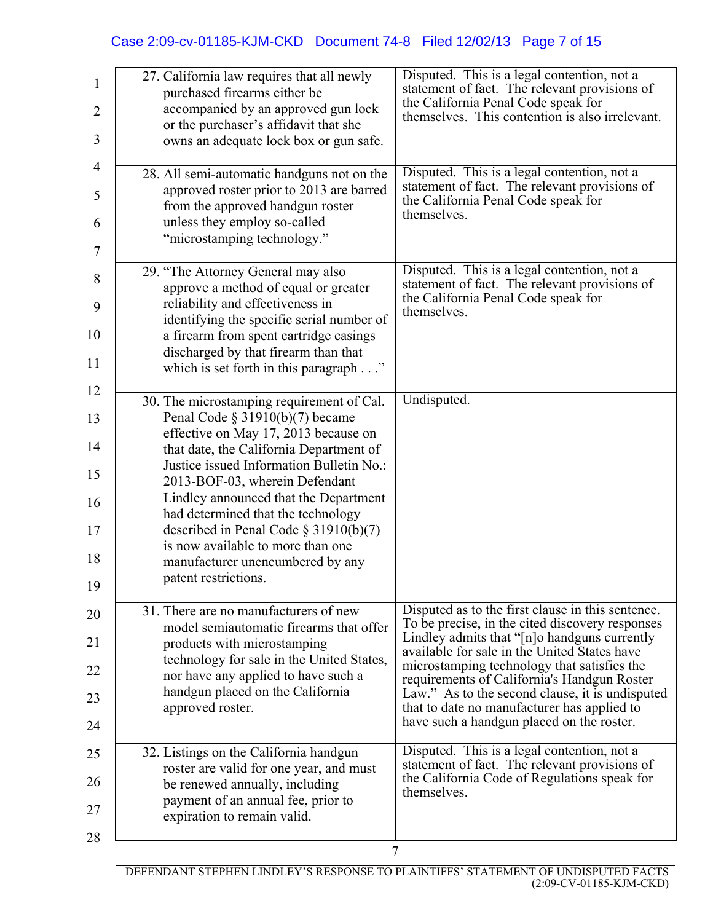| | |
|---|---|
| 27. California law requires that all newly purchased firearms either be accompanied by an approved gun lock or the purchaser's affidavit that she owns an adequate lock box or gun safe. | Disputed. This is a legal contention, not a statement of fact. The relevant provisions of the California Penal Code speak for themselves. This contention is also irrelevant. |
| 28. All semi-automatic handguns not on the approved roster prior to 2013 are barred from the approved handgun roster unless they employ so-called "microstamping technology." | Disputed. This is a legal contention, not a statement of fact. The relevant provisions of the California Penal Code speak for themselves. |
| 29. "The Attorney General may also approve a method of equal or greater reliability and effectiveness in identifying the specific serial number of a firearm from spent cartridge casings discharged by that firearm than that which is set forth in this paragraph . . ." | Disputed. This is a legal contention, not a statement of fact. The relevant provisions of the California Penal Code speak for themselves. |
| 30. The microstamping requirement of Cal. Penal Code § 31910(b)(7) became effective on May 17, 2013 because on that date, the California Department of Justice issued Information Bulletin No.: 2013-BOF-03, wherein Defendant Lindley announced that the Department had determined that the technology described in Penal Code § 31910(b)(7) is now available to more than one manufacturer unencumbered by any patent restrictions. | Undisputed. |
| 31. There are no manufacturers of new model semiautomatic firearms that offer products with microstamping technology for sale in the United States, nor have any applied to have such a handgun placed on the California approved roster. | Disputed as to the first clause in this sentence. To be precise, in the cited discovery responses Lindley admits that "[n]o handguns currently available for sale in the United States have microstamping technology that satisfies the requirements of California's Handgun Roster Law." As to the second clause, it is undisputed that to date no manufacturer has applied to have such a handgun placed on the roster. |
| 32. Listings on the California handgun roster are valid for one year, and must be renewed annually, including payment of an annual fee, prior to expiration to remain valid. | Disputed. This is a legal contention, not a statement of fact. The relevant provisions of the California Code of Regulations speak for themselves. |

DEFENDANT STEPHEN LINDLEY'S RESPONSE TO PLAINTIFFS' STATEMENT OF UNDISPUTED FACTS (2:09-CV-01185-KJM-CKD)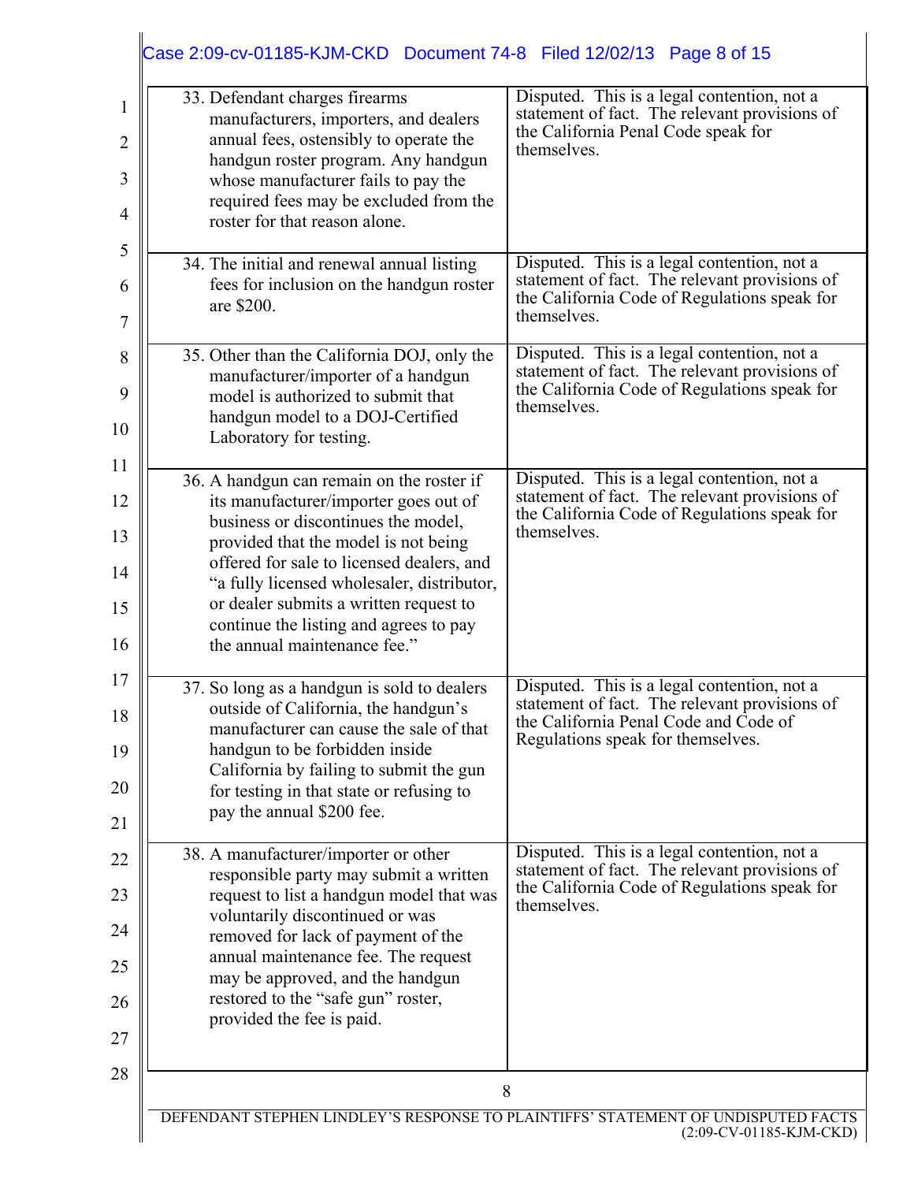| | |
|---|---|
| 33. Defendant charges firearms manufacturers, importers, and dealers annual fees, ostensibly to operate the handgun roster program. Any handgun whose manufacturer fails to pay the required fees may be excluded from the roster for that reason alone. | Disputed. This is a legal contention, not a statement of fact. The relevant provisions of the California Penal Code speak for themselves. |
| 34. The initial and renewal annual listing fees for inclusion on the handgun roster are $200. | Disputed. This is a legal contention, not a statement of fact. The relevant provisions of the California Code of Regulations speak for themselves. |
| 35. Other than the California DOJ, only the manufacturer/importer of a handgun model is authorized to submit that handgun model to a DOJ-Certified Laboratory for testing. | Disputed. This is a legal contention, not a statement of fact. The relevant provisions of the California Code of Regulations speak for themselves. |
| 36. A handgun can remain on the roster if its manufacturer/importer goes out of business or discontinues the model, provided that the model is not being offered for sale to licensed dealers, and "a fully licensed wholesaler, distributor, or dealer submits a written request to continue the listing and agrees to pay the annual maintenance fee." | Disputed. This is a legal contention, not a statement of fact. The relevant provisions of the California Code of Regulations speak for themselves. |
| 37. So long as a handgun is sold to dealers outside of California, the handgun's manufacturer can cause the sale of that handgun to be forbidden inside California by failing to submit the gun for testing in that state or refusing to pay the annual $200 fee. | Disputed. This is a legal contention, not a statement of fact. The relevant provisions of the California Penal Code and Code of Regulations speak for themselves. |
| 38. A manufacturer/importer or other responsible party may submit a written request to list a handgun model that was voluntarily discontinued or was removed for lack of payment of the annual maintenance fee. The request may be approved, and the handgun restored to the "safe gun" roster, provided the fee is paid. | Disputed. This is a legal contention, not a statement of fact. The relevant provisions of the California Code of Regulations speak for themselves. |

DEFENDANT STEPHEN LINDLEY'S RESPONSE TO PLAINTIFFS' STATEMENT OF UNDISPUTED FACTS (2:09-CV-01185-KJM-CKD)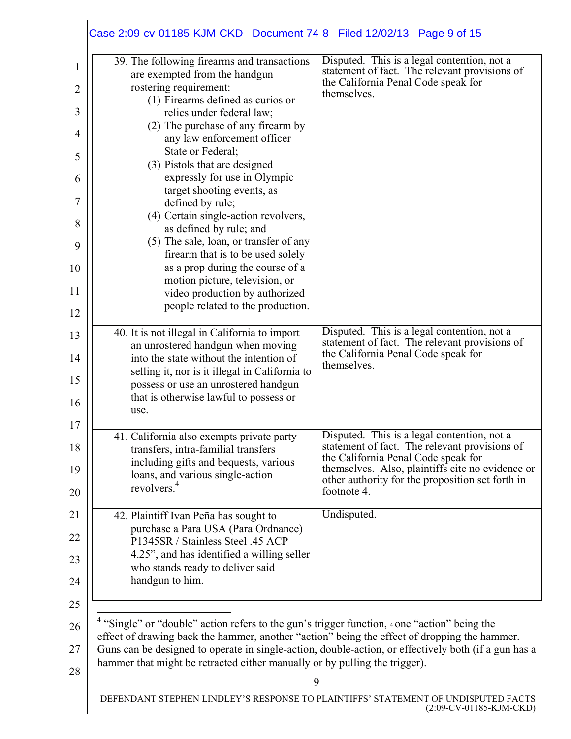| | |
|---|---|
| 39. The following firearms and transactions are exempted from the handgun rostering requirement: (1) Firearms defined as curios or relics under federal law; (2) The purchase of any firearm by any law enforcement officer – State or Federal; (3) Pistols that are designed expressly for use in Olympic target shooting events, as defined by rule; (4) Certain single-action revolvers, as defined by rule; and (5) The sale, loan, or transfer of any firearm that is to be used solely as a prop during the course of a motion picture, television, or video production by authorized people related to the production. | Disputed. This is a legal contention, not a statement of fact. The relevant provisions of the California Penal Code speak for themselves. |
| 40. It is not illegal in California to import an unrostered handgun when moving into the state without the intention of selling it, nor is it illegal in California to possess or use an unrostered handgun that is otherwise lawful to possess or use. | Disputed. This is a legal contention, not a statement of fact. The relevant provisions of the California Penal Code speak for themselves. |
| 41. California also exempts private party transfers, intra-familial transfers including gifts and bequests, various loans, and various single-action revolvers.[4] | Disputed. This is a legal contention, not a statement of fact. The relevant provisions of the California Penal Code speak for themselves. Also, plaintiffs cite no evidence or other authority for the proposition set forth in footnote 4. |
| 42. Plaintiff Ivan Peña has sought to purchase a Para USA (Para Ordnance) P1345SR / Stainless Steel .45 ACP 4.25", and has identified a willing seller who stands ready to deliver said handgun to him. | Undisputed. |

[4] "Single" or "double" action refers to the gun's trigger function, [4] one "action" being the effect of drawing back the hammer, another "action" being the effect of dropping the hammer. Guns can be designed to operate in single-action, double-action, or effectively both (if a gun has a hammer that might be retracted either manually or by pulling the trigger).

DEFENDANT STEPHEN LINDLEY'S RESPONSE TO PLAINTIFFS' STATEMENT OF UNDISPUTED FACTS (2:09-CV-01185-KJM-CKD)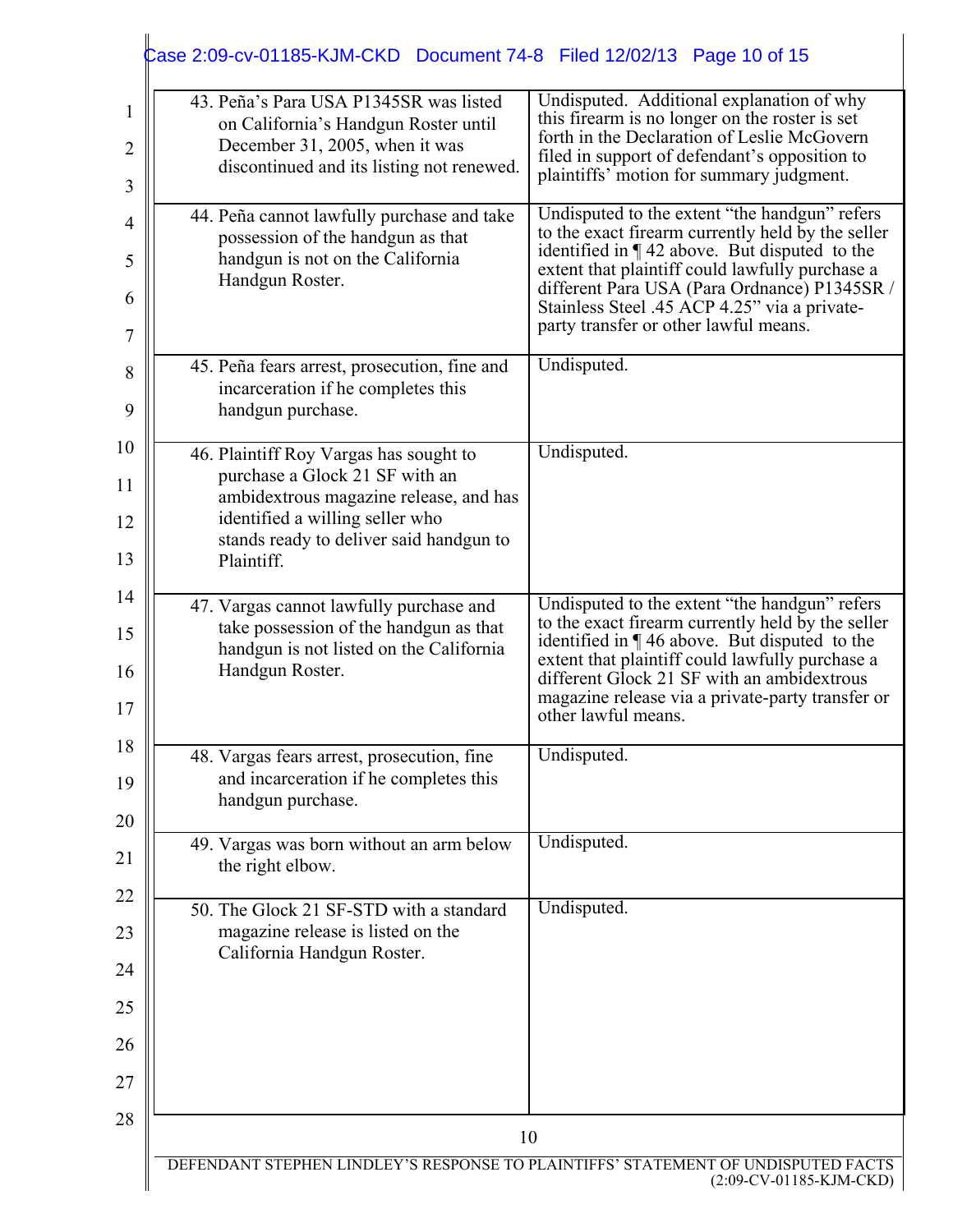| | |
|---|---|
| 43. Peña's Para USA P1345SR was listed on California's Handgun Roster until December 31, 2005, when it was discontinued and its listing not renewed. | Undisputed. Additional explanation of why this firearm is no longer on the roster is set forth in the Declaration of Leslie McGovern filed in support of defendant's opposition to plaintiffs' motion for summary judgment. |
| 44. Peña cannot lawfully purchase and take possession of the handgun as that handgun is not on the California Handgun Roster. | Undisputed to the extent "the handgun" refers to the exact firearm currently held by the seller identified in ¶ 42 above. But disputed to the extent that plaintiff could lawfully purchase a different Para USA (Para Ordnance) P1345SR / Stainless Steel .45 ACP 4.25" via a private-party transfer or other lawful means. |
| 45. Peña fears arrest, prosecution, fine and incarceration if he completes this handgun purchase. | Undisputed. |
| 46. Plaintiff Roy Vargas has sought to purchase a Glock 21 SF with an ambidextrous magazine release, and has identified a willing seller who stands ready to deliver said handgun to Plaintiff. | Undisputed. |
| 47. Vargas cannot lawfully purchase and take possession of the handgun as that handgun is not listed on the California Handgun Roster. | Undisputed to the extent "the handgun" refers to the exact firearm currently held by the seller identified in ¶ 46 above. But disputed to the extent that plaintiff could lawfully purchase a different Glock 21 SF with an ambidextrous magazine release via a private-party transfer or other lawful means. |
| 48. Vargas fears arrest, prosecution, fine and incarceration if he completes this handgun purchase. | Undisputed. |
| 49. Vargas was born without an arm below the right elbow. | Undisputed. |
| 50. The Glock 21 SF-STD with a standard magazine release is listed on the California Handgun Roster. | Undisputed. |

DEFENDANT STEPHEN LINDLEY'S RESPONSE TO PLAINTIFFS' STATEMENT OF UNDISPUTED FACTS (2:09-CV-01185-KJM-CKD)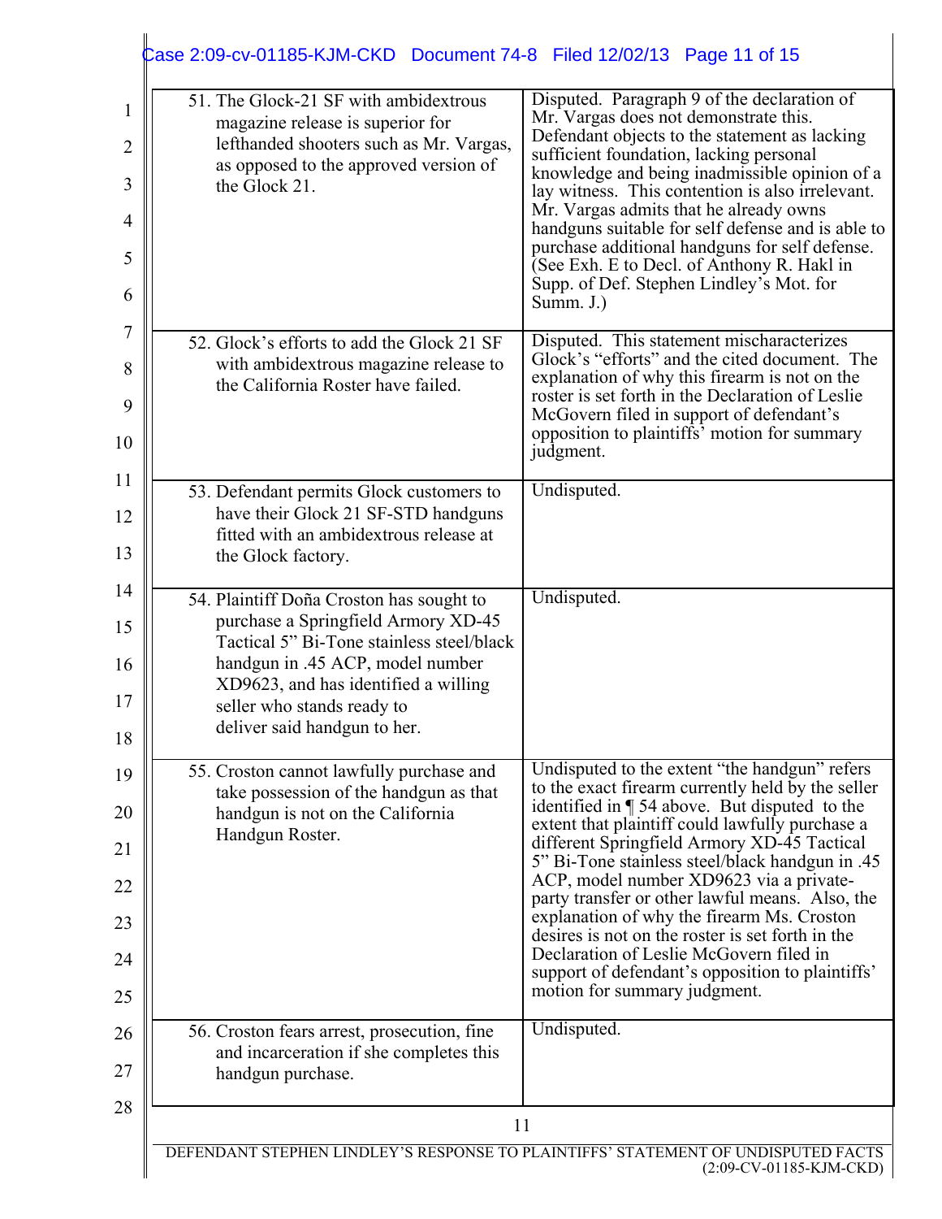| | |
|---|---|
| 51. The Glock-21 SF with ambidextrous magazine release is superior for lefthanded shooters such as Mr. Vargas, as opposed to the approved version of the Glock 21. | Disputed. Paragraph 9 of the declaration of Mr. Vargas does not demonstrate this. Defendant objects to the statement as lacking sufficient foundation, lacking personal knowledge and being inadmissible opinion of a lay witness. This contention is also irrelevant. Mr. Vargas admits that he already owns handguns suitable for self defense and is able to purchase additional handguns for self defense. (See Exh. E to Decl. of Anthony R. Hakl in Supp. of Def. Stephen Lindley's Mot. for Summ. J.) |
| 52. Glock's efforts to add the Glock 21 SF with ambidextrous magazine release to the California Roster have failed. | Disputed. This statement mischaracterizes Glock's "efforts" and the cited document. The explanation of why this firearm is not on the roster is set forth in the Declaration of Leslie McGovern filed in support of defendant's opposition to plaintiffs' motion for summary judgment. |
| 53. Defendant permits Glock customers to have their Glock 21 SF-STD handguns fitted with an ambidextrous release at the Glock factory. | Undisputed. |
| 54. Plaintiff Doña Croston has sought to purchase a Springfield Armory XD-45 Tactical 5" Bi-Tone stainless steel/black handgun in .45 ACP, model number XD9623, and has identified a willing seller who stands ready to deliver said handgun to her. | Undisputed. |
| 55. Croston cannot lawfully purchase and take possession of the handgun as that handgun is not on the California Handgun Roster. | Undisputed to the extent "the handgun" refers to the exact firearm currently held by the seller identified in ¶ 54 above. But disputed to the extent that plaintiff could lawfully purchase a different Springfield Armory XD-45 Tactical 5" Bi-Tone stainless steel/black handgun in .45 ACP, model number XD9623 via a private-party transfer or other lawful means. Also, the explanation of why the firearm Ms. Croston desires is not on the roster is set forth in the Declaration of Leslie McGovern filed in support of defendant's opposition to plaintiffs' motion for summary judgment. |
| 56. Croston fears arrest, prosecution, fine and incarceration if she completes this handgun purchase. | Undisputed. |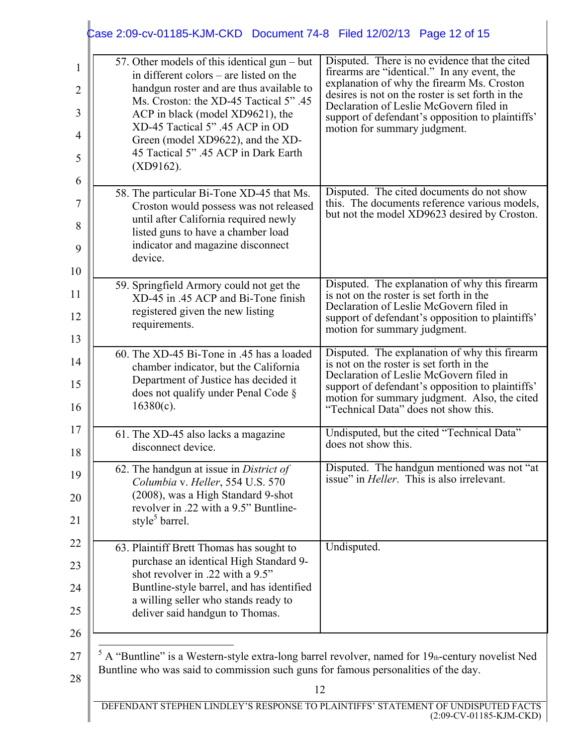| | |
|---|---|
| 57. Other models of this identical gun – but in different colors – are listed on the handgun roster and are thus available to Ms. Croston: the XD-45 Tactical 5" .45 ACP in black (model XD9621), the XD-45 Tactical 5" .45 ACP in OD Green (model XD9622), and the XD-45 Tactical 5" .45 ACP in Dark Earth (XD9162). | Disputed. There is no evidence that the cited firearms are "identical." In any event, the explanation of why the firearm Ms. Croston desires is not on the roster is set forth in the Declaration of Leslie McGovern filed in support of defendant's opposition to plaintiffs' motion for summary judgment. |
| 58. The particular Bi-Tone XD-45 that Ms. Croston would possess was not released until after California required newly listed guns to have a chamber load indicator and magazine disconnect device. | Disputed. The cited documents do not show this. The documents reference various models, but not the model XD9623 desired by Croston. |
| 59. Springfield Armory could not get the XD-45 in .45 ACP and Bi-Tone finish registered given the new listing requirements. | Disputed. The explanation of why this firearm is not on the roster is set forth in the Declaration of Leslie McGovern filed in support of defendant's opposition to plaintiffs' motion for summary judgment. |
| 60. The XD-45 Bi-Tone in .45 has a loaded chamber indicator, but the California Department of Justice has decided it does not qualify under Penal Code § 16380(c). | Disputed. The explanation of why this firearm is not on the roster is set forth in the Declaration of Leslie McGovern filed in support of defendant's opposition to plaintiffs' motion for summary judgment. Also, the cited "Technical Data" does not show this. |
| 61. The XD-45 also lacks a magazine disconnect device. | Undisputed, but the cited "Technical Data" does not show this. |
| 62. The handgun at issue in *District of Columbia* v. *Heller*, 554 U.S. 570 (2008), was a High Standard 9-shot revolver in .22 with a 9.5" Buntline-style[5] barrel. | Disputed. The handgun mentioned was not "at issue" in *Heller*. This is also irrelevant. |
| 63. Plaintiff Brett Thomas has sought to purchase an identical High Standard 9-shot revolver in .22 with a 9.5" Buntline-style barrel, and has identified a willing seller who stands ready to deliver said handgun to Thomas. | Undisputed. |

[5] A "Buntline" is a Western-style extra-long barrel revolver, named for 19th-century novelist Ned Buntline who was said to commission such guns for famous personalities of the day.

DEFENDANT STEPHEN LINDLEY'S RESPONSE TO PLAINTIFFS' STATEMENT OF UNDISPUTED FACTS (2:09-CV-01185-KJM-CKD)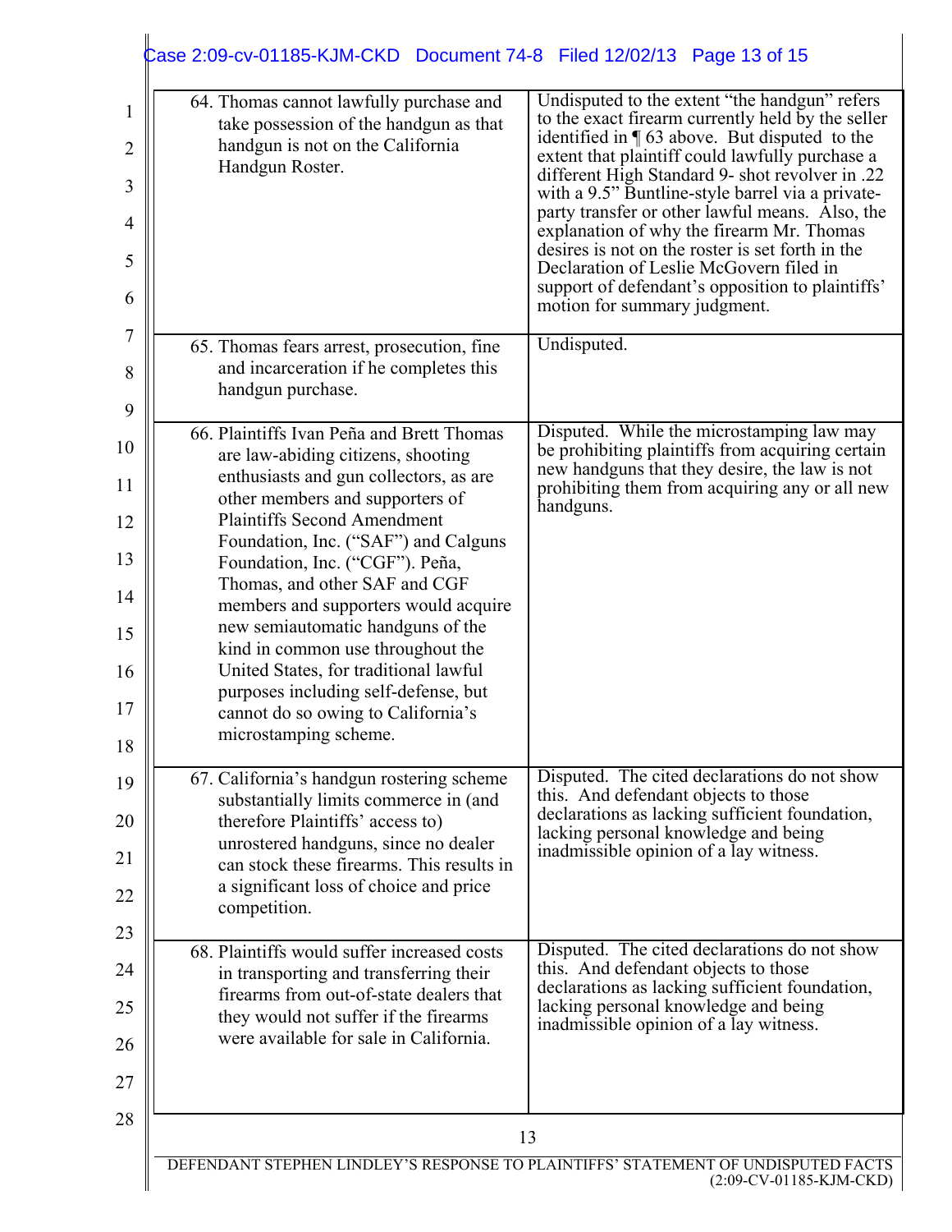| | |
|---|---|
| 64. Thomas cannot lawfully purchase and take possession of the handgun as that handgun is not on the California Handgun Roster. | Undisputed to the extent "the handgun" refers to the exact firearm currently held by the seller identified in ¶ 63 above. But disputed to the extent that plaintiff could lawfully purchase a different High Standard 9- shot revolver in .22 with a 9.5" Buntline-style barrel via a private-party transfer or other lawful means. Also, the explanation of why the firearm Mr. Thomas desires is not on the roster is set forth in the Declaration of Leslie McGovern filed in support of defendant's opposition to plaintiffs' motion for summary judgment. |
| 65. Thomas fears arrest, prosecution, fine and incarceration if he completes this handgun purchase. | Undisputed. |
| 66. Plaintiffs Ivan Peña and Brett Thomas are law-abiding citizens, shooting enthusiasts and gun collectors, as are other members and supporters of Plaintiffs Second Amendment Foundation, Inc. ("SAF") and Calguns Foundation, Inc. ("CGF"). Peña, Thomas, and other SAF and CGF members and supporters would acquire new semiautomatic handguns of the kind in common use throughout the United States, for traditional lawful purposes including self-defense, but cannot do so owing to California's microstamping scheme. | Disputed. While the microstamping law may be prohibiting plaintiffs from acquiring certain new handguns that they desire, the law is not prohibiting them from acquiring any or all new handguns. |
| 67. California's handgun rostering scheme substantially limits commerce in (and therefore Plaintiffs' access to) unrostered handguns, since no dealer can stock these firearms. This results in a significant loss of choice and price competition. | Disputed. The cited declarations do not show this. And defendant objects to those declarations as lacking sufficient foundation, lacking personal knowledge and being inadmissible opinion of a lay witness. |
| 68. Plaintiffs would suffer increased costs in transporting and transferring their firearms from out-of-state dealers that they would not suffer if the firearms were available for sale in California. | Disputed. The cited declarations do not show this. And defendant objects to those declarations as lacking sufficient foundation, lacking personal knowledge and being inadmissible opinion of a lay witness. |

DEFENDANT STEPHEN LINDLEY'S RESPONSE TO PLAINTIFFS' STATEMENT OF UNDISPUTED FACTS (2:09-CV-01185-KJM-CKD)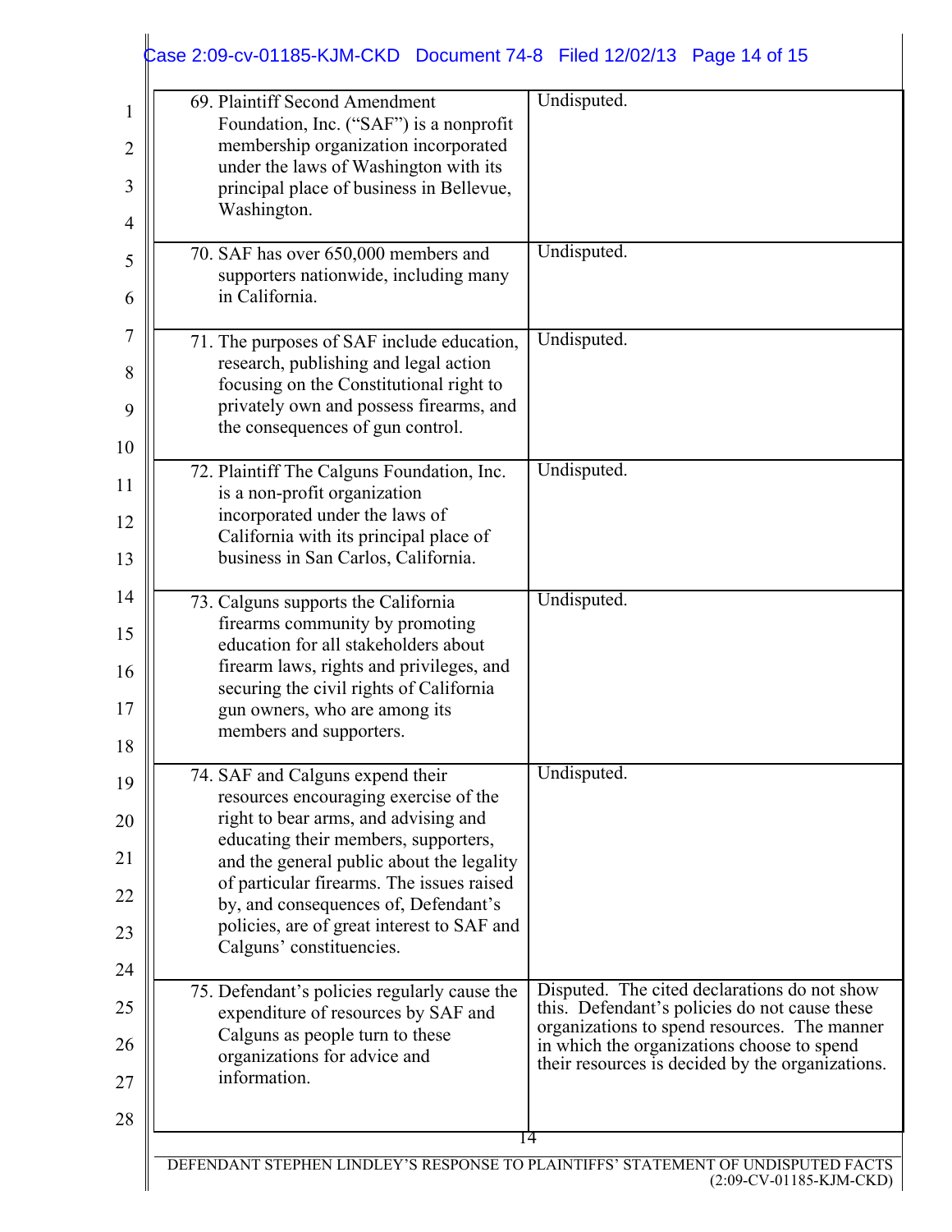| | |
|---|---|
| 69. Plaintiff Second Amendment Foundation, Inc. ("SAF") is a nonprofit membership organization incorporated under the laws of Washington with its principal place of business in Bellevue, Washington. | Undisputed. |
| 70. SAF has over 650,000 members and supporters nationwide, including many in California. | Undisputed. |
| 71. The purposes of SAF include education, research, publishing and legal action focusing on the Constitutional right to privately own and possess firearms, and the consequences of gun control. | Undisputed. |
| 72. Plaintiff The Calguns Foundation, Inc. is a non-profit organization incorporated under the laws of California with its principal place of business in San Carlos, California. | Undisputed. |
| 73. Calguns supports the California firearms community by promoting education for all stakeholders about firearm laws, rights and privileges, and securing the civil rights of California gun owners, who are among its members and supporters. | Undisputed. |
| 74. SAF and Calguns expend their resources encouraging exercise of the right to bear arms, and advising and educating their members, supporters, and the general public about the legality of particular firearms. The issues raised by, and consequences of, Defendant's policies, are of great interest to SAF and Calguns' constituencies. | Undisputed. |
| 75. Defendant's policies regularly cause the expenditure of resources by SAF and Calguns as people turn to these organizations for advice and information. | Disputed. The cited declarations do not show this. Defendant's policies do not cause these organizations to spend resources. The manner in which the organizations choose to spend their resources is decided by the organizations. |

DEFENDANT STEPHEN LINDLEY'S RESPONSE TO PLAINTIFFS' STATEMENT OF UNDISPUTED FACTS (2:09-CV-01185-KJM-CKD)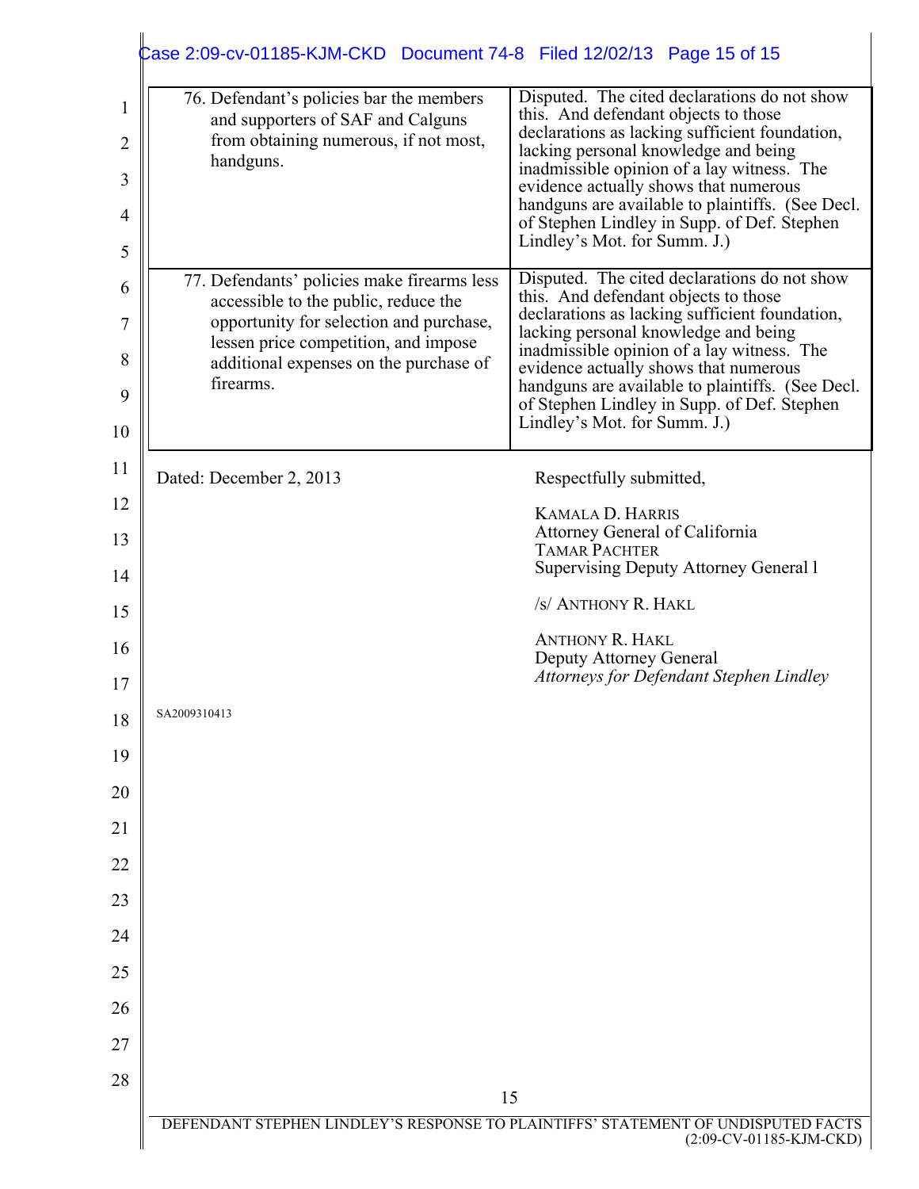| | |
|---|---|
| 76. Defendant's policies bar the members and supporters of SAF and Calguns from obtaining numerous, if not most, handguns. | Disputed. The cited declarations do not show this. And defendant objects to those declarations as lacking sufficient foundation, lacking personal knowledge and being inadmissible opinion of a lay witness. The evidence actually shows that numerous handguns are available to plaintiffs. (See Decl. of Stephen Lindley in Supp. of Def. Stephen Lindley's Mot. for Summ. J.) |
| 77. Defendants' policies make firearms less accessible to the public, reduce the opportunity for selection and purchase, lessen price competition, and impose additional expenses on the purchase of firearms. | Disputed. The cited declarations do not show this. And defendant objects to those declarations as lacking sufficient foundation, lacking personal knowledge and being inadmissible opinion of a lay witness. The evidence actually shows that numerous handguns are available to plaintiffs. (See Decl. of Stephen Lindley in Supp. of Def. Stephen Lindley's Mot. for Summ. J.) |

Dated: December 2, 2013

Respectfully submitted,

KAMALA D. HARRIS
Attorney General of California
TAMAR PACHTER
Supervising Deputy Attorney General l

/s/ ANTHONY R. HAKL

ANTHONY R. HAKL
Deputy Attorney General
*Attorneys for Defendant Stephen Lindley*

SA2009310413

DEFENDANT STEPHEN LINDLEY'S RESPONSE TO PLAINTIFFS' STATEMENT OF UNDISPUTED FACTS (2:09-CV-01185-KJM-CKD)